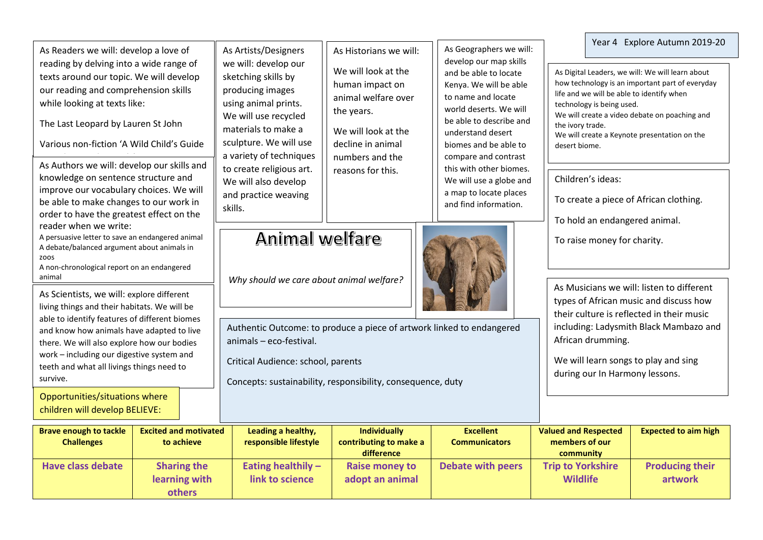Year 4 Explore Autumn 2019-20

# Animal welfare

*Why should we care about animal welfare?*

As Readers we will: develop a love of reading by delving into a wide range of texts around our topic. We will develop our reading and comprehension skills while looking at texts like:

The Last Leopard by Lauren St John

Various non-fiction 'A Wild Child's Guide

As Authors we will: develop our skills and knowledge on sentence structure and improve our vocabulary choices. We will be able to make changes to our work in order to have the greatest effect on the reader when we write:

A persuasive letter to save an endangered animal
A debate/balanced argument about animals in zoos
A non-chronological report on an endangered animal

As Scientists, we will: explore different living things and their habitats. We will be able to identify features of different biomes and know how animals have adapted to live there. We will also explore how our bodies work – including our digestive system and teeth and what all livings things need to survive.

As Artists/Designers we will: develop our sketching skills by producing images using animal prints. We will use recycled materials to make a sculpture. We will use a variety of techniques to create religious art. We will also develop and practice weaving skills.

As Historians we will:

We will look at the human impact on animal welfare over the years.

We will look at the decline in animal numbers and the reasons for this.

As Geographers we will: develop our map skills and be able to locate Kenya. We will be able to name and locate world deserts. We will be able to describe and understand desert biomes and be able to compare and contrast this with other biomes. We will use a globe and a map to locate places and find information.

As Digital Leaders, we will: We will learn about how technology is an important part of everyday life and we will be able to identify when technology is being used.
We will create a video debate on poaching and the ivory trade.
We will create a Keynote presentation on the desert biome.

Children's ideas:

To create a piece of African clothing.

To hold an endangered animal.

To raise money for charity.

As Musicians we will: listen to different types of African music and discuss how their culture is reflected in their music including: Ladysmith Black Mambazo and African drumming.

We will learn songs to play and sing during our In Harmony lessons.

Authentic Outcome: to produce a piece of artwork linked to endangered animals – eco-festival.

Critical Audience: school, parents

Concepts: sustainability, responsibility, consequence, duty

Opportunities/situations where children will develop BELIEVE:

| Brave enough to tackle Challenges | Excited and motivated to achieve | Leading a healthy, responsible lifestyle | Individually contributing to make a difference | Excellent Communicators | Valued and Respected members of our community | Expected to aim high |
|---|---|---|---|---|---|---|
| Have class debate | Sharing the learning with others | Eating healthily – link to science | Raise money to adopt an animal | Debate with peers | Trip to Yorkshire Wildlife | Producing their artwork |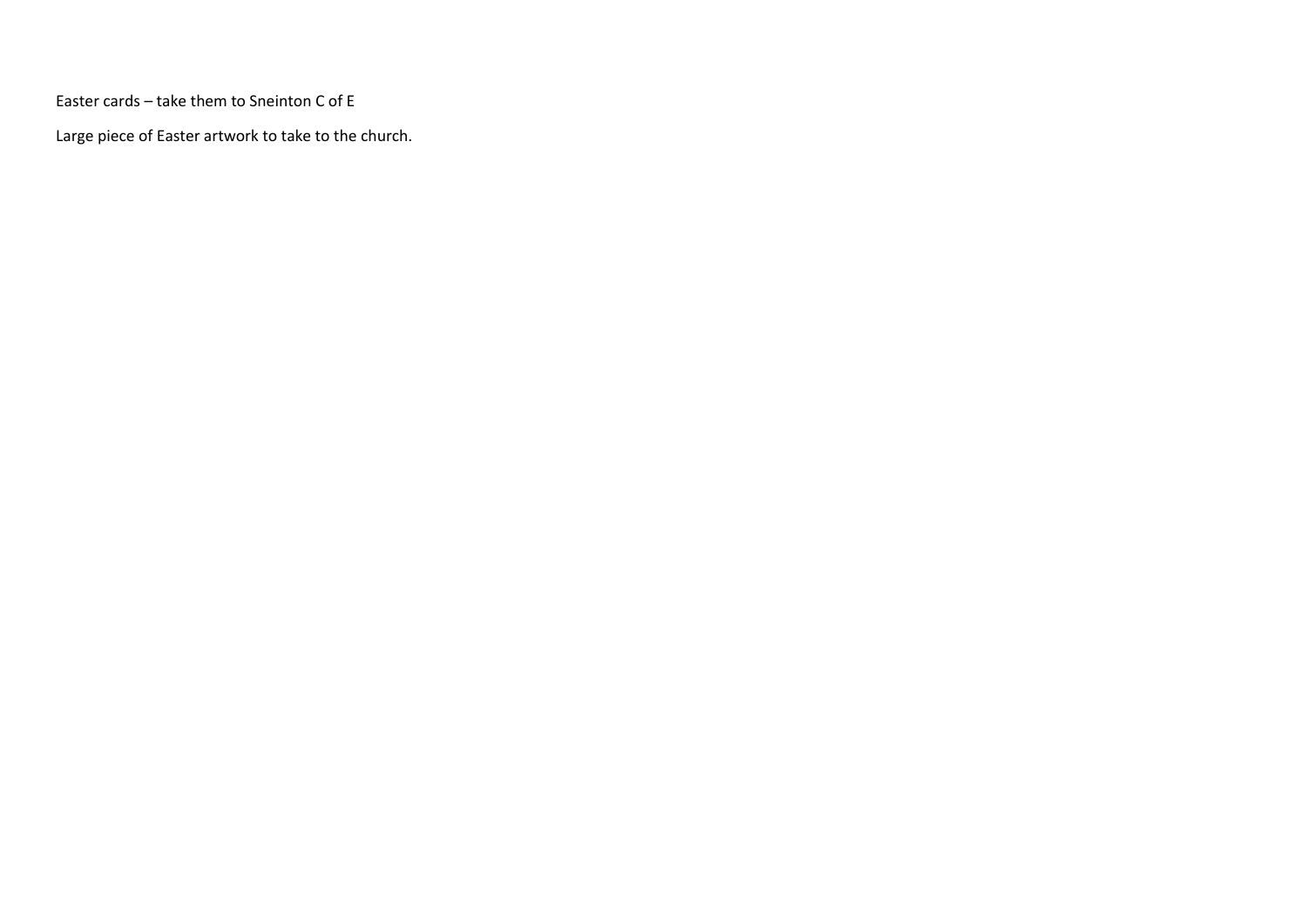Easter cards – take them to Sneinton C of E

Large piece of Easter artwork to take to the church.